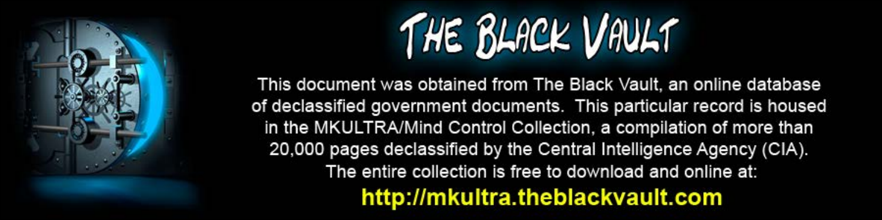# THE BLACK VAULT

This document was obtained from The Black Vault, an online database of declassified government documents. This particular record is housed in the MKULTRA/Mind Control Collection, a compilation of more than 20,000 pages declassified by the Central Intelligence Agency (CIA). The entire collection is free to download and online at:

**http://mkultra.theblackvault.com**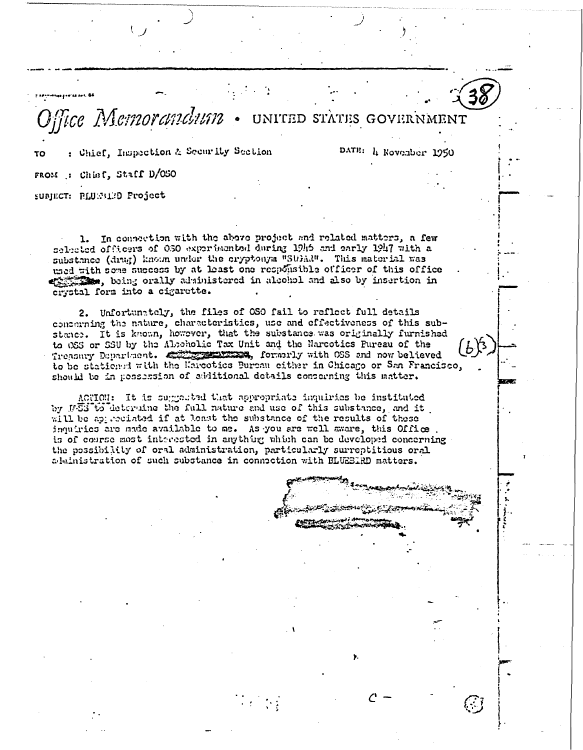# Office Memorandum • UNITED STATES GOVERNMENT

TO : Chief, Inspection & Security Section

DATE: 4 November 1950

FROM : Chief, Staff D/OSO

SUBJECT: BLUEBIRD Project

1. In connection with the above project and related matters, a few selected officers of OSO experimented during 1946 and early 1947 with a substance (drug) known under the cryptonym "SUGAR". This material was used with some success by at least one responsible officer of this office ████, being orally administered in alcohol and also by insertion in crystal form into a cigarette.

2. Unfortunately, the files of OSO fail to reflect full details concerning the nature, characteristics, use and effectiveness of this substance. It is known, however, that the substance was originally furnished to OSS or SSU by the Alcoholic Tax Unit and the Narcotics Bureau of the Treasury Department. ████, formerly with OSS and now believed to be stationed with the Narcotics Bureau either in Chicago or San Francisco, should be in possession of additional details concerning this matter.

(b)(3)

ACTION: It is suggested that appropriate inquiries be instituted by I&SS to determine the full nature and use of this substance, and it will be appreciated if at least the substance of the results of these inquiries are made available to me. As you are well aware, this Office is of course most interested in anything which can be developed concerning the possibility of oral administration, particularly surreptitious oral administration of such substance in connection with BLUEBIRD matters.